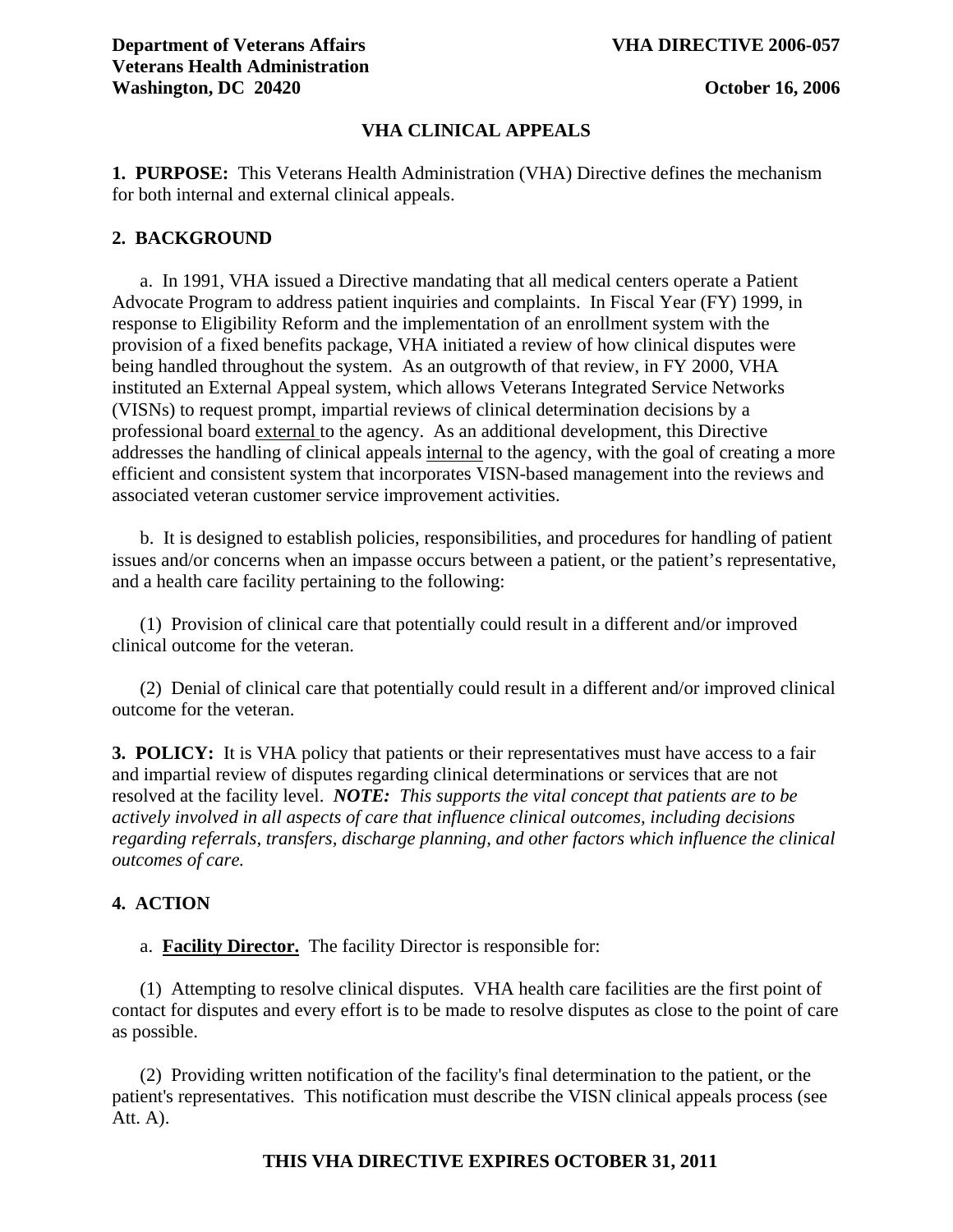**Department of Veterans Affairs** **VHA DIRECTIVE 2006-057**
**Veterans Health Administration**
**Washington, DC 20420** **October 16, 2006**

# VHA CLINICAL APPEALS

**1. PURPOSE:** This Veterans Health Administration (VHA) Directive defines the mechanism for both internal and external clinical appeals.

**2. BACKGROUND**

a. In 1991, VHA issued a Directive mandating that all medical centers operate a Patient Advocate Program to address patient inquiries and complaints. In Fiscal Year (FY) 1999, in response to Eligibility Reform and the implementation of an enrollment system with the provision of a fixed benefits package, VHA initiated a review of how clinical disputes were being handled throughout the system. As an outgrowth of that review, in FY 2000, VHA instituted an External Appeal system, which allows Veterans Integrated Service Networks (VISNs) to request prompt, impartial reviews of clinical determination decisions by a professional board <u>external</u> to the agency. As an additional development, this Directive addresses the handling of clinical appeals <u>internal</u> to the agency, with the goal of creating a more efficient and consistent system that incorporates VISN-based management into the reviews and associated veteran customer service improvement activities.

b. It is designed to establish policies, responsibilities, and procedures for handling of patient issues and/or concerns when an impasse occurs between a patient, or the patient's representative, and a health care facility pertaining to the following:

(1) Provision of clinical care that potentially could result in a different and/or improved clinical outcome for the veteran.

(2) Denial of clinical care that potentially could result in a different and/or improved clinical outcome for the veteran.

**3. POLICY:** It is VHA policy that patients or their representatives must have access to a fair and impartial review of disputes regarding clinical determinations or services that are not resolved at the facility level. ***NOTE:*** *This supports the vital concept that patients are to be actively involved in all aspects of care that influence clinical outcomes, including decisions regarding referrals, transfers, discharge planning, and other factors which influence the clinical outcomes of care.*

**4. ACTION**

a. **<u>Facility Director.</u>** The facility Director is responsible for:

(1) Attempting to resolve clinical disputes. VHA health care facilities are the first point of contact for disputes and every effort is to be made to resolve disputes as close to the point of care as possible.

(2) Providing written notification of the facility's final determination to the patient, or the patient's representatives. This notification must describe the VISN clinical appeals process (see Att. A).

**THIS VHA DIRECTIVE EXPIRES OCTOBER 31, 2011**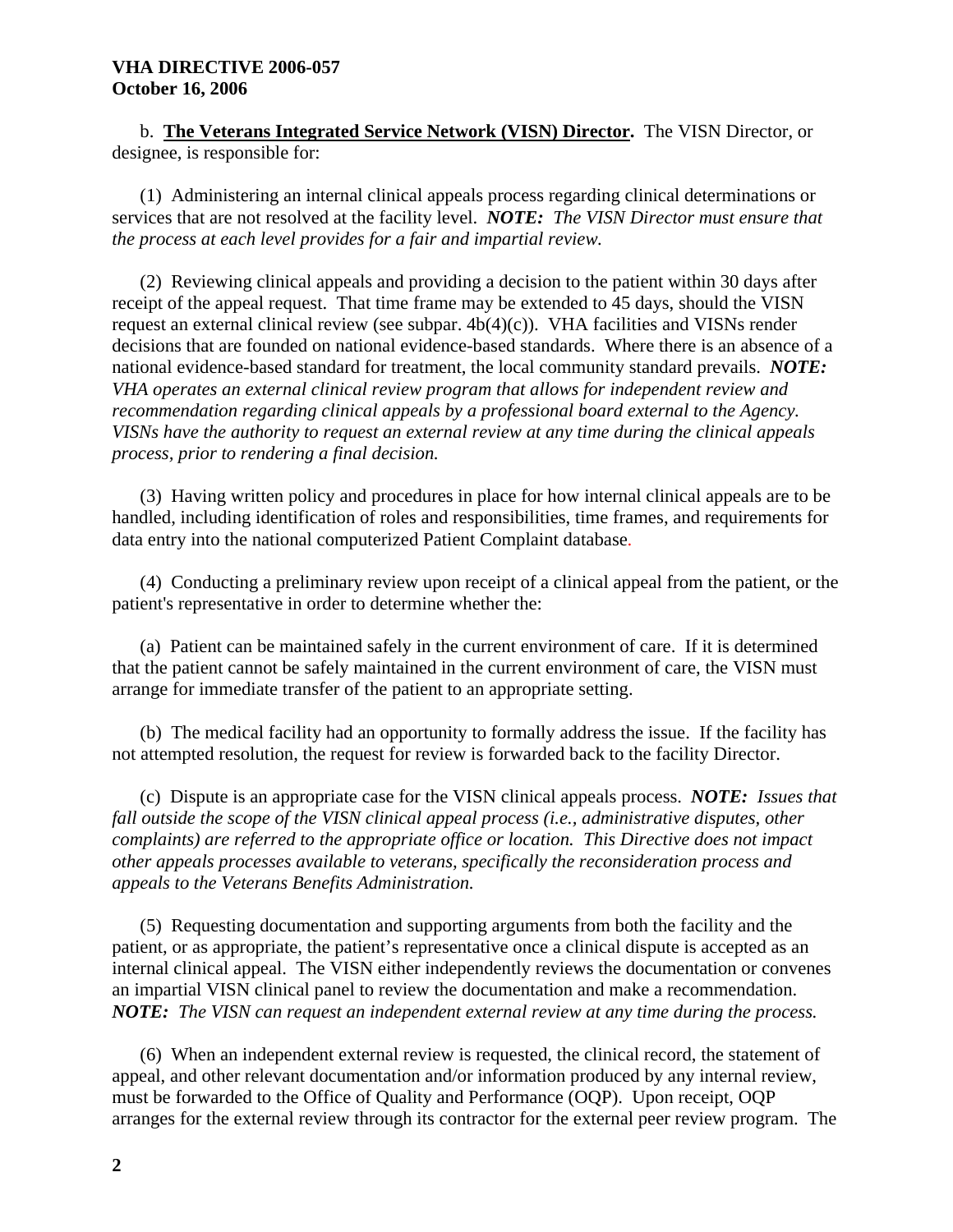b. **<u>The Veterans Integrated Service Network (VISN) Director</u>.** The VISN Director, or designee, is responsible for:

(1) Administering an internal clinical appeals process regarding clinical determinations or services that are not resolved at the facility level. ***NOTE:*** *The VISN Director must ensure that the process at each level provides for a fair and impartial review.*

(2) Reviewing clinical appeals and providing a decision to the patient within 30 days after receipt of the appeal request. That time frame may be extended to 45 days, should the VISN request an external clinical review (see subpar. 4b(4)(c)). VHA facilities and VISNs render decisions that are founded on national evidence-based standards. Where there is an absence of a national evidence-based standard for treatment, the local community standard prevails. ***NOTE:*** *VHA operates an external clinical review program that allows for independent review and recommendation regarding clinical appeals by a professional board external to the Agency. VISNs have the authority to request an external review at any time during the clinical appeals process, prior to rendering a final decision.*

(3) Having written policy and procedures in place for how internal clinical appeals are to be handled, including identification of roles and responsibilities, time frames, and requirements for data entry into the national computerized Patient Complaint database.

(4) Conducting a preliminary review upon receipt of a clinical appeal from the patient, or the patient's representative in order to determine whether the:

(a) Patient can be maintained safely in the current environment of care. If it is determined that the patient cannot be safely maintained in the current environment of care, the VISN must arrange for immediate transfer of the patient to an appropriate setting.

(b) The medical facility had an opportunity to formally address the issue. If the facility has not attempted resolution, the request for review is forwarded back to the facility Director.

(c) Dispute is an appropriate case for the VISN clinical appeals process. ***NOTE:*** *Issues that fall outside the scope of the VISN clinical appeal process (i.e., administrative disputes, other complaints) are referred to the appropriate office or location. This Directive does not impact other appeals processes available to veterans, specifically the reconsideration process and appeals to the Veterans Benefits Administration.*

(5) Requesting documentation and supporting arguments from both the facility and the patient, or as appropriate, the patient's representative once a clinical dispute is accepted as an internal clinical appeal. The VISN either independently reviews the documentation or convenes an impartial VISN clinical panel to review the documentation and make a recommendation. ***NOTE:*** *The VISN can request an independent external review at any time during the process.*

(6) When an independent external review is requested, the clinical record, the statement of appeal, and other relevant documentation and/or information produced by any internal review, must be forwarded to the Office of Quality and Performance (OQP). Upon receipt, OQP arranges for the external review through its contractor for the external peer review program. The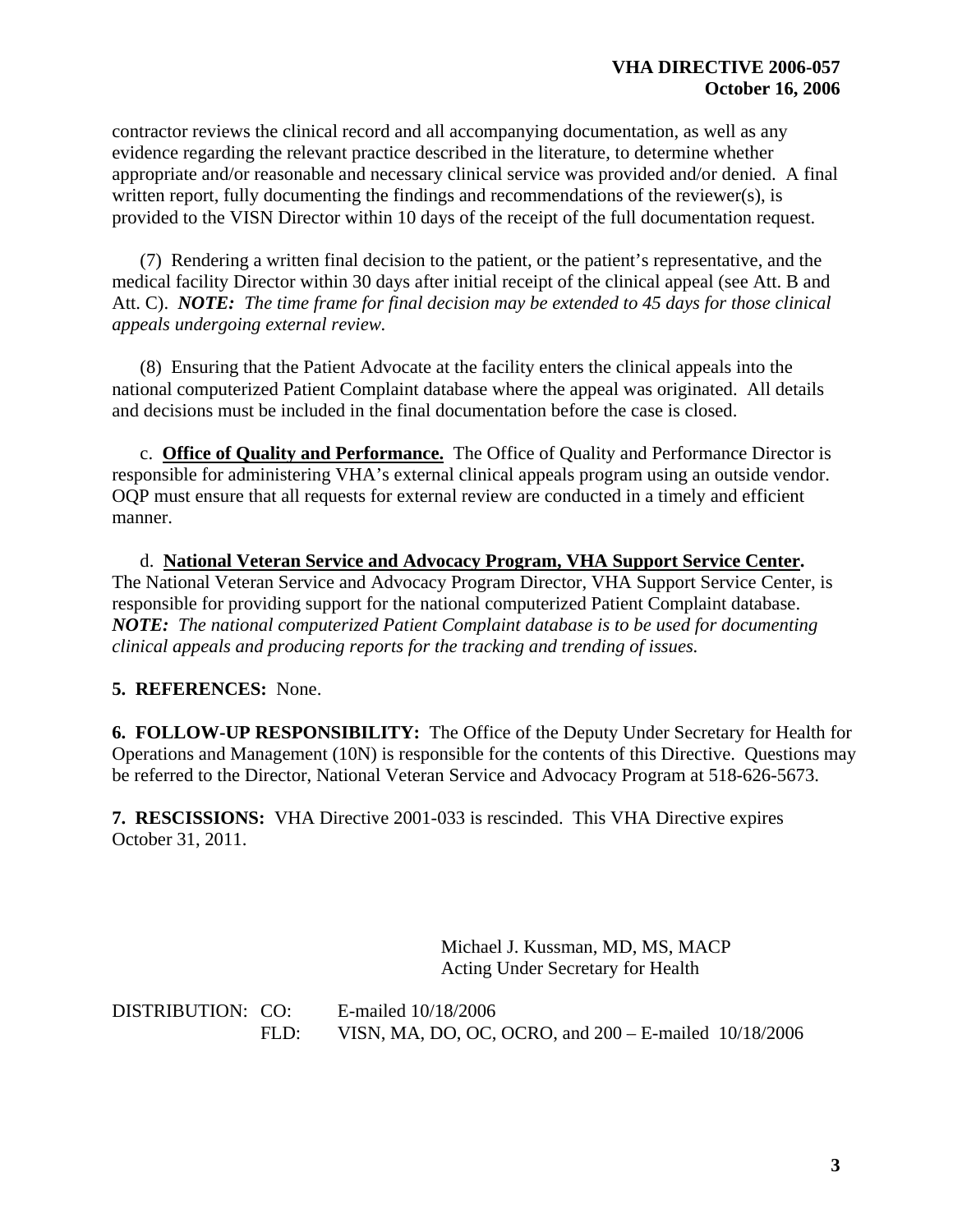contractor reviews the clinical record and all accompanying documentation, as well as any evidence regarding the relevant practice described in the literature, to determine whether appropriate and/or reasonable and necessary clinical service was provided and/or denied. A final written report, fully documenting the findings and recommendations of the reviewer(s), is provided to the VISN Director within 10 days of the receipt of the full documentation request.

(7) Rendering a written final decision to the patient, or the patient's representative, and the medical facility Director within 30 days after initial receipt of the clinical appeal (see Att. B and Att. C). ***NOTE:*** *The time frame for final decision may be extended to 45 days for those clinical appeals undergoing external review.*

(8) Ensuring that the Patient Advocate at the facility enters the clinical appeals into the national computerized Patient Complaint database where the appeal was originated. All details and decisions must be included in the final documentation before the case is closed.

c. **Office of Quality and Performance.** The Office of Quality and Performance Director is responsible for administering VHA's external clinical appeals program using an outside vendor. OQP must ensure that all requests for external review are conducted in a timely and efficient manner.

d. **National Veteran Service and Advocacy Program, VHA Support Service Center.** The National Veteran Service and Advocacy Program Director, VHA Support Service Center, is responsible for providing support for the national computerized Patient Complaint database. ***NOTE:*** *The national computerized Patient Complaint database is to be used for documenting clinical appeals and producing reports for the tracking and trending of issues.*

**5. REFERENCES:** None.

**6. FOLLOW-UP RESPONSIBILITY:** The Office of the Deputy Under Secretary for Health for Operations and Management (10N) is responsible for the contents of this Directive. Questions may be referred to the Director, National Veteran Service and Advocacy Program at 518-626-5673.

**7. RESCISSIONS:** VHA Directive 2001-033 is rescinded. This VHA Directive expires October 31, 2011.

Michael J. Kussman, MD, MS, MACP
Acting Under Secretary for Health

DISTRIBUTION: CO: E-mailed 10/18/2006
FLD: VISN, MA, DO, OC, OCRO, and 200 – E-mailed 10/18/2006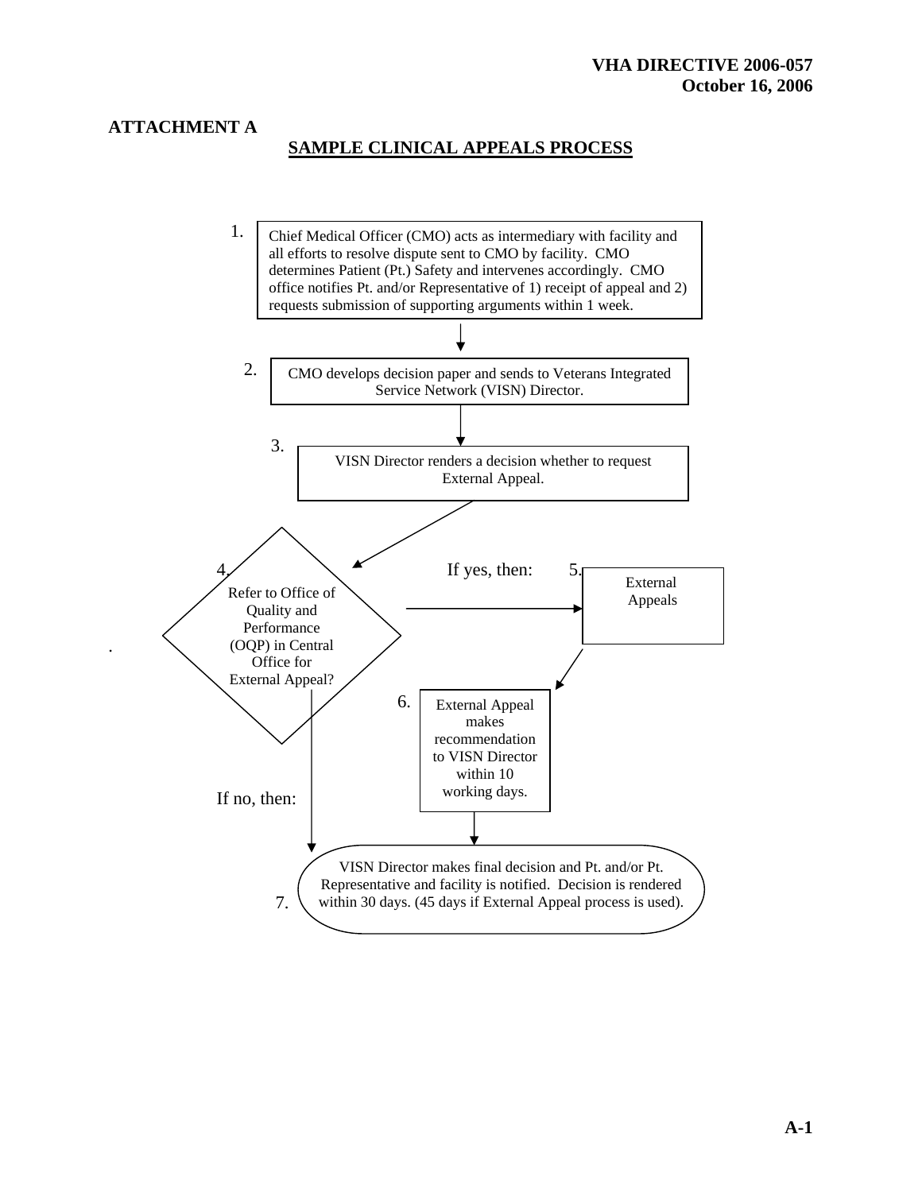## ATTACHMENT A

## SAMPLE CLINICAL APPEALS PROCESS

1. Chief Medical Officer (CMO) acts as intermediary with facility and all efforts to resolve dispute sent to CMO by facility. CMO determines Patient (Pt.) Safety and intervenes accordingly. CMO office notifies Pt. and/or Representative of 1) receipt of appeal and 2) requests submission of supporting arguments within 1 week.

2. CMO develops decision paper and sends to Veterans Integrated Service Network (VISN) Director.

3. VISN Director renders a decision whether to request External Appeal.

4. Refer to Office of Quality and Performance (OQP) in Central Office for External Appeal?

   If yes, then:

5. External Appeals

6. External Appeal makes recommendation to VISN Director within 10 working days.

   If no, then:

7. VISN Director makes final decision and Pt. and/or Pt. Representative and facility is notified. Decision is rendered within 30 days. (45 days if External Appeal process is used).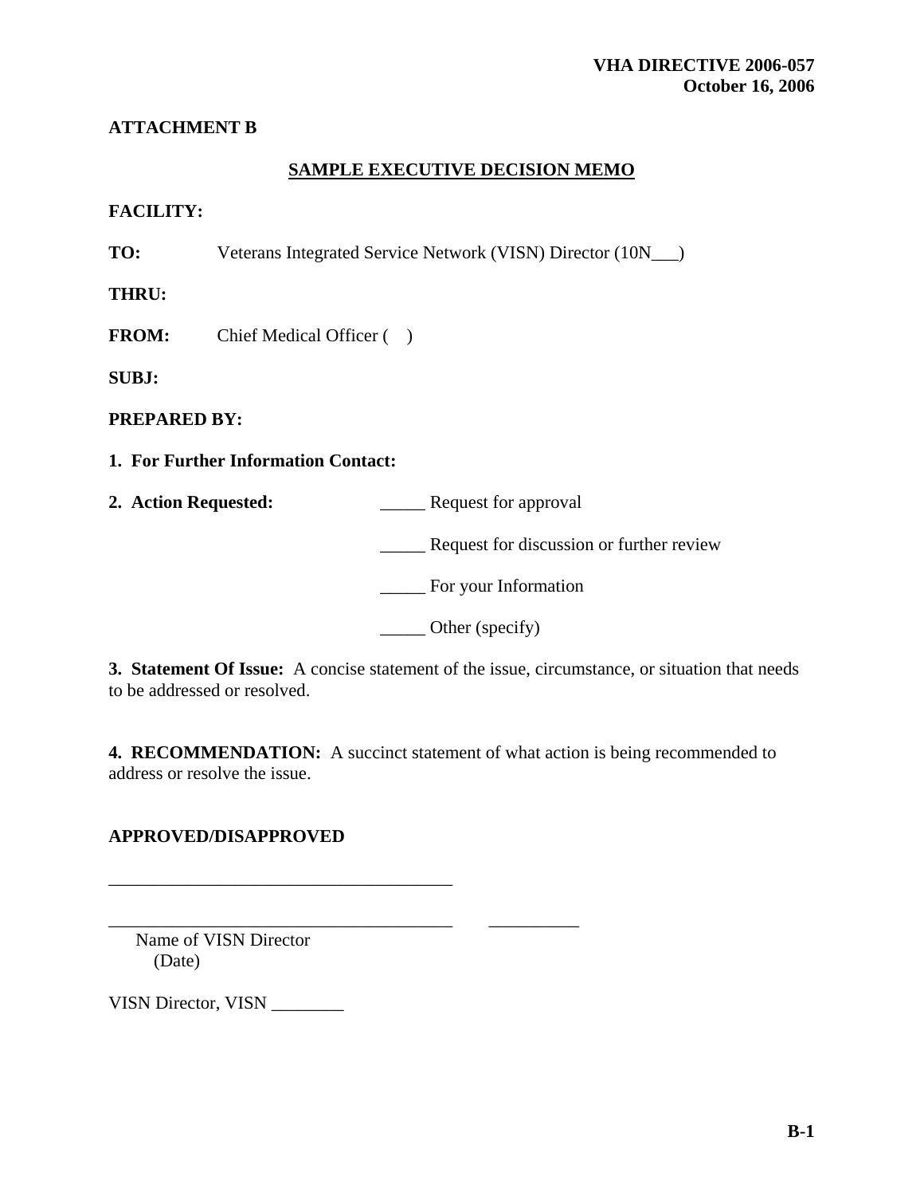**ATTACHMENT B**

## SAMPLE EXECUTIVE DECISION MEMO

**FACILITY:**

**TO:** Veterans Integrated Service Network (VISN) Director (10N___)

**THRU:**

**FROM:** Chief Medical Officer (   )

**SUBJ:**

**PREPARED BY:**

**1. For Further Information Contact:**

**2. Action Requested:**

_____ Request for approval

_____ Request for discussion or further review

_____ For your Information

_____ Other (specify)

**3. Statement Of Issue:** A concise statement of the issue, circumstance, or situation that needs to be addressed or resolved.

**4. RECOMMENDATION:** A succinct statement of what action is being recommended to address or resolve the issue.

**APPROVED/DISAPPROVED**

_______________________________________

_______________________________________     __________

Name of VISN Director
(Date)

VISN Director, VISN ________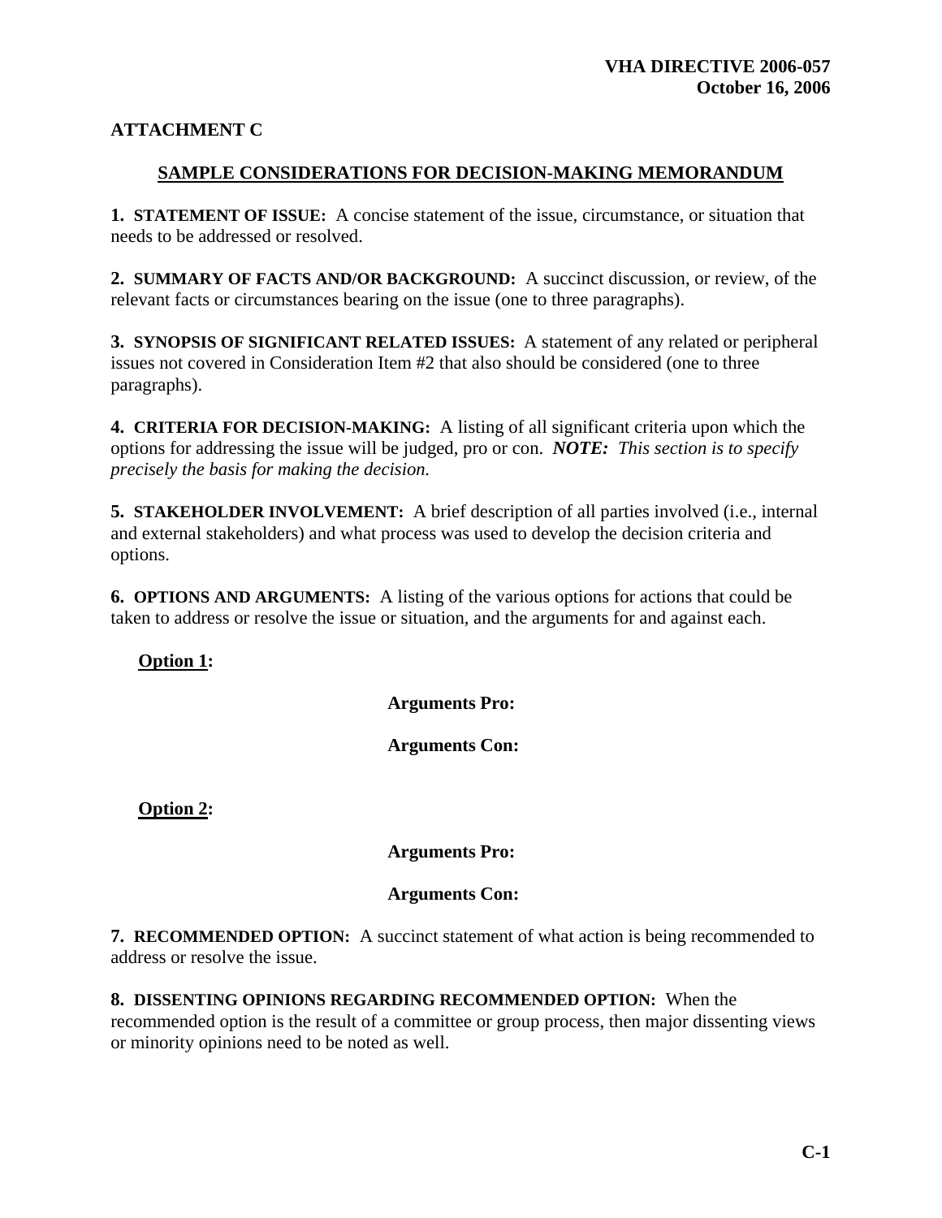## ATTACHMENT C

### SAMPLE CONSIDERATIONS FOR DECISION-MAKING MEMORANDUM

**1. STATEMENT OF ISSUE:** A concise statement of the issue, circumstance, or situation that needs to be addressed or resolved.

**2. SUMMARY OF FACTS AND/OR BACKGROUND:** A succinct discussion, or review, of the relevant facts or circumstances bearing on the issue (one to three paragraphs).

**3. SYNOPSIS OF SIGNIFICANT RELATED ISSUES:** A statement of any related or peripheral issues not covered in Consideration Item #2 that also should be considered (one to three paragraphs).

**4. CRITERIA FOR DECISION-MAKING:** A listing of all significant criteria upon which the options for addressing the issue will be judged, pro or con. ***NOTE:*** *This section is to specify precisely the basis for making the decision.*

**5. STAKEHOLDER INVOLVEMENT:** A brief description of all parties involved (i.e., internal and external stakeholders) and what process was used to develop the decision criteria and options.

**6. OPTIONS AND ARGUMENTS:** A listing of the various options for actions that could be taken to address or resolve the issue or situation, and the arguments for and against each.

**Option 1:**

**Arguments Pro:**

**Arguments Con:**

**Option 2:**

**Arguments Pro:**

**Arguments Con:**

**7. RECOMMENDED OPTION:** A succinct statement of what action is being recommended to address or resolve the issue.

**8. DISSENTING OPINIONS REGARDING RECOMMENDED OPTION:** When the recommended option is the result of a committee or group process, then major dissenting views or minority opinions need to be noted as well.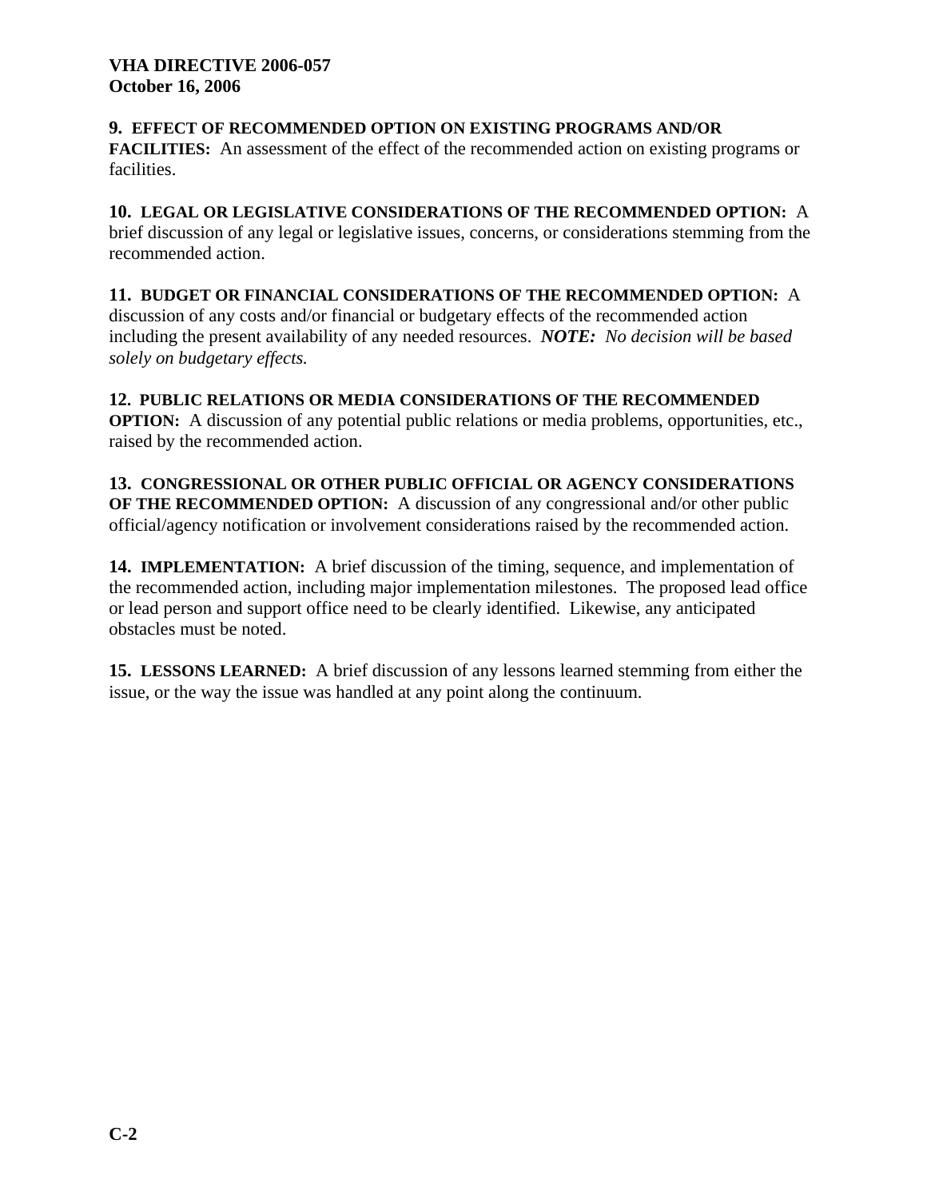**9. EFFECT OF RECOMMENDED OPTION ON EXISTING PROGRAMS AND/OR FACILITIES:** An assessment of the effect of the recommended action on existing programs or facilities.

**10. LEGAL OR LEGISLATIVE CONSIDERATIONS OF THE RECOMMENDED OPTION:** A brief discussion of any legal or legislative issues, concerns, or considerations stemming from the recommended action.

**11. BUDGET OR FINANCIAL CONSIDERATIONS OF THE RECOMMENDED OPTION:** A discussion of any costs and/or financial or budgetary effects of the recommended action including the present availability of any needed resources. ***NOTE:*** *No decision will be based solely on budgetary effects.*

**12. PUBLIC RELATIONS OR MEDIA CONSIDERATIONS OF THE RECOMMENDED OPTION:** A discussion of any potential public relations or media problems, opportunities, etc., raised by the recommended action.

**13. CONGRESSIONAL OR OTHER PUBLIC OFFICIAL OR AGENCY CONSIDERATIONS OF THE RECOMMENDED OPTION:** A discussion of any congressional and/or other public official/agency notification or involvement considerations raised by the recommended action.

**14. IMPLEMENTATION:** A brief discussion of the timing, sequence, and implementation of the recommended action, including major implementation milestones. The proposed lead office or lead person and support office need to be clearly identified. Likewise, any anticipated obstacles must be noted.

**15. LESSONS LEARNED:** A brief discussion of any lessons learned stemming from either the issue, or the way the issue was handled at any point along the continuum.